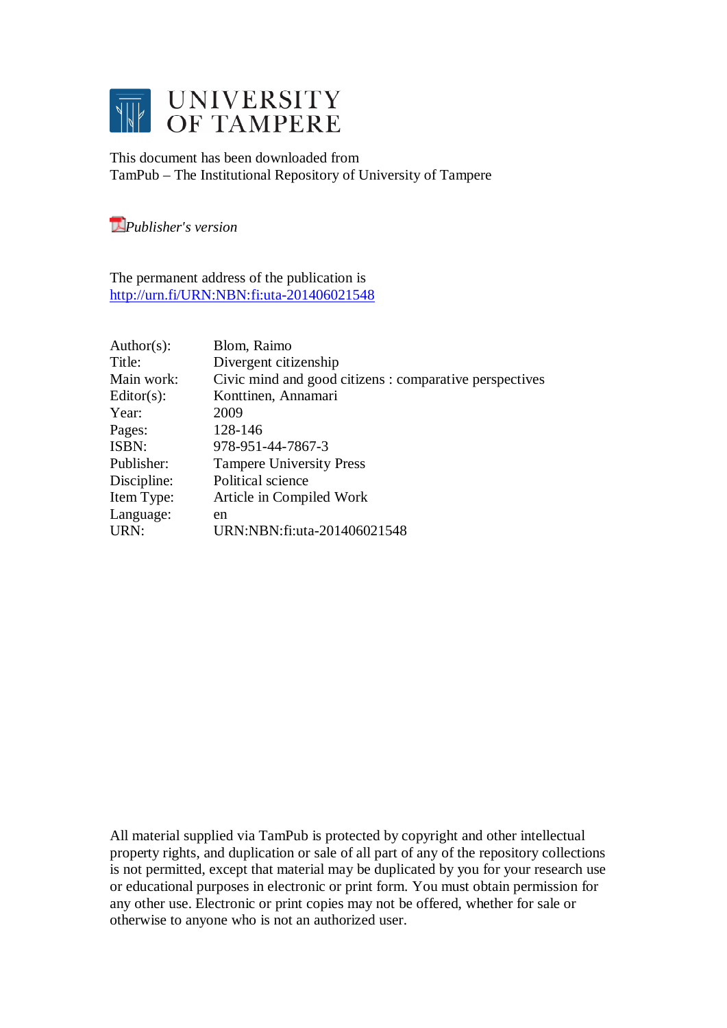# UNIVERSITY OF TAMPERE

This document has been downloaded from
TamPub – The Institutional Repository of University of Tampere

*Publisher's version*

The permanent address of the publication is
http://urn.fi/URN:NBN:fi:uta-201406021548

| | |
|---|---|
| Author(s): | Blom, Raimo |
| Title: | Divergent citizenship |
| Main work: | Civic mind and good citizens : comparative perspectives |
| Editor(s): | Konttinen, Annamari |
| Year: | 2009 |
| Pages: | 128-146 |
| ISBN: | 978-951-44-7867-3 |
| Publisher: | Tampere University Press |
| Discipline: | Political science |
| Item Type: | Article in Compiled Work |
| Language: | en |
| URN: | URN:NBN:fi:uta-201406021548 |

All material supplied via TamPub is protected by copyright and other intellectual property rights, and duplication or sale of all part of any of the repository collections is not permitted, except that material may be duplicated by you for your research use or educational purposes in electronic or print form. You must obtain permission for any other use. Electronic or print copies may not be offered, whether for sale or otherwise to anyone who is not an authorized user.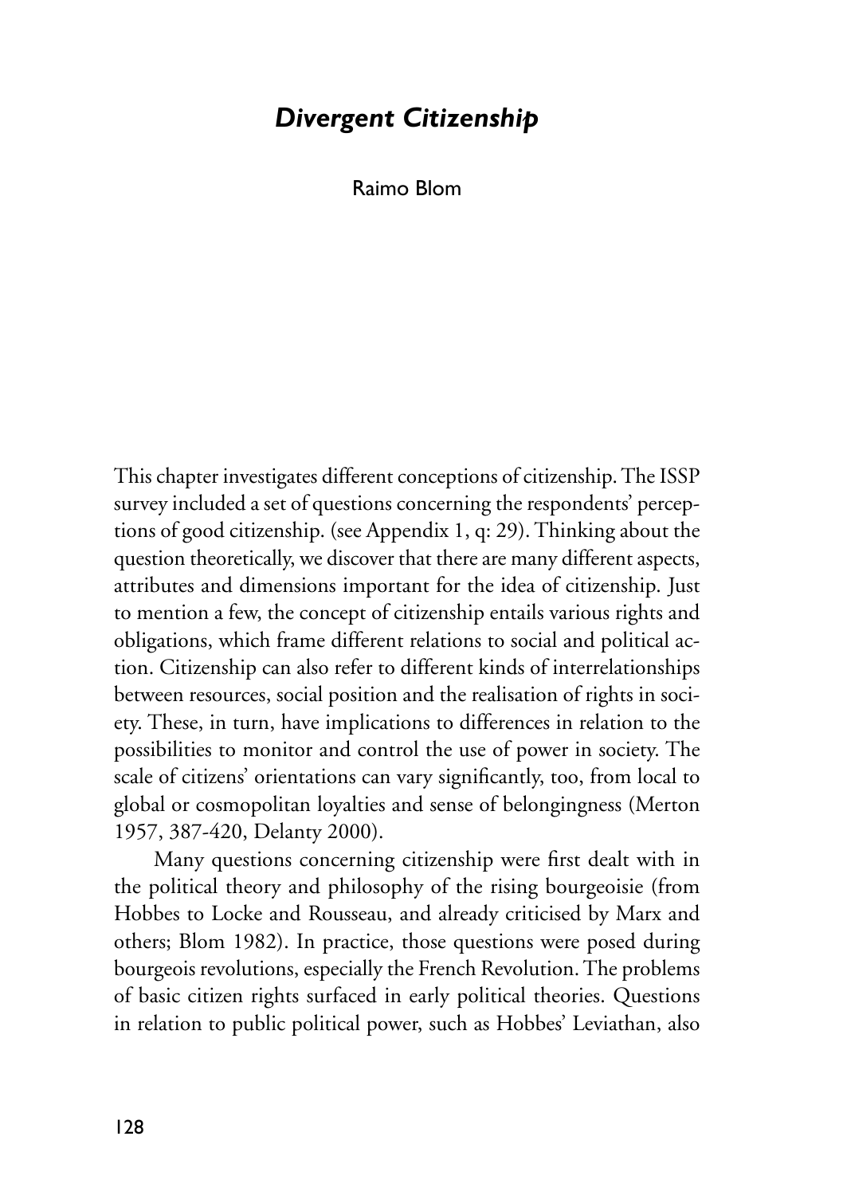# *Divergent Citizenship*

Raimo Blom

This chapter investigates different conceptions of citizenship. The ISSP survey included a set of questions concerning the respondents' perceptions of good citizenship. (see Appendix 1, q: 29). Thinking about the question theoretically, we discover that there are many different aspects, attributes and dimensions important for the idea of citizenship. Just to mention a few, the concept of citizenship entails various rights and obligations, which frame different relations to social and political action. Citizenship can also refer to different kinds of interrelationships between resources, social position and the realisation of rights in society. These, in turn, have implications to differences in relation to the possibilities to monitor and control the use of power in society. The scale of citizens' orientations can vary significantly, too, from local to global or cosmopolitan loyalties and sense of belongingness (Merton 1957, 387-420, Delanty 2000).

Many questions concerning citizenship were first dealt with in the political theory and philosophy of the rising bourgeoisie (from Hobbes to Locke and Rousseau, and already criticised by Marx and others; Blom 1982). In practice, those questions were posed during bourgeois revolutions, especially the French Revolution. The problems of basic citizen rights surfaced in early political theories. Questions in relation to public political power, such as Hobbes' Leviathan, also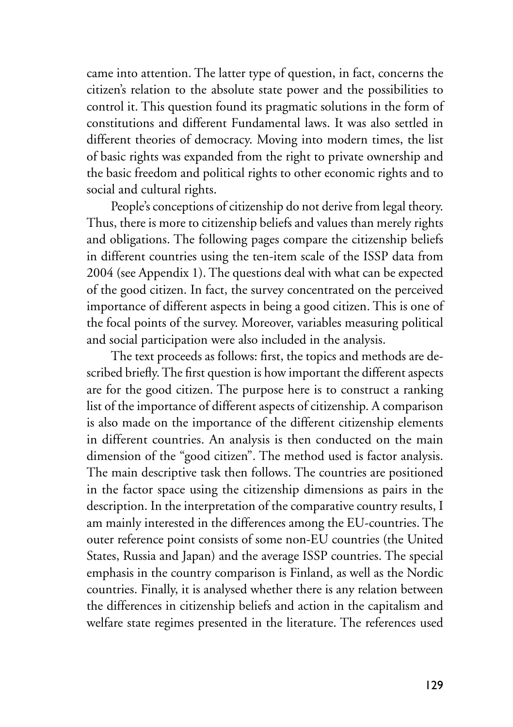came into attention. The latter type of question, in fact, concerns the citizen's relation to the absolute state power and the possibilities to control it. This question found its pragmatic solutions in the form of constitutions and different Fundamental laws. It was also settled in different theories of democracy. Moving into modern times, the list of basic rights was expanded from the right to private ownership and the basic freedom and political rights to other economic rights and to social and cultural rights.

People's conceptions of citizenship do not derive from legal theory. Thus, there is more to citizenship beliefs and values than merely rights and obligations. The following pages compare the citizenship beliefs in different countries using the ten-item scale of the ISSP data from 2004 (see Appendix 1). The questions deal with what can be expected of the good citizen. In fact, the survey concentrated on the perceived importance of different aspects in being a good citizen. This is one of the focal points of the survey. Moreover, variables measuring political and social participation were also included in the analysis.

The text proceeds as follows: first, the topics and methods are described briefly. The first question is how important the different aspects are for the good citizen. The purpose here is to construct a ranking list of the importance of different aspects of citizenship. A comparison is also made on the importance of the different citizenship elements in different countries. An analysis is then conducted on the main dimension of the "good citizen". The method used is factor analysis. The main descriptive task then follows. The countries are positioned in the factor space using the citizenship dimensions as pairs in the description. In the interpretation of the comparative country results, I am mainly interested in the differences among the EU-countries. The outer reference point consists of some non-EU countries (the United States, Russia and Japan) and the average ISSP countries. The special emphasis in the country comparison is Finland, as well as the Nordic countries. Finally, it is analysed whether there is any relation between the differences in citizenship beliefs and action in the capitalism and welfare state regimes presented in the literature. The references used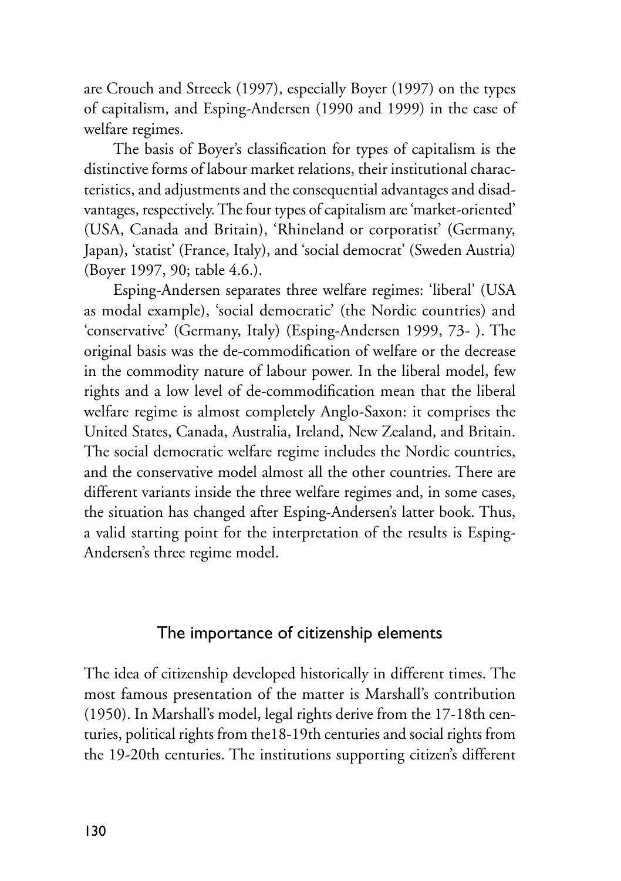are Crouch and Streeck (1997), especially Boyer (1997) on the types of capitalism, and Esping-Andersen (1990 and 1999) in the case of welfare regimes.

The basis of Boyer's classification for types of capitalism is the distinctive forms of labour market relations, their institutional characteristics, and adjustments and the consequential advantages and disadvantages, respectively. The four types of capitalism are 'market-oriented' (USA, Canada and Britain), 'Rhineland or corporatist' (Germany, Japan), 'statist' (France, Italy), and 'social democrat' (Sweden Austria) (Boyer 1997, 90; table 4.6.).

Esping-Andersen separates three welfare regimes: 'liberal' (USA as modal example), 'social democratic' (the Nordic countries) and 'conservative' (Germany, Italy) (Esping-Andersen 1999, 73- ). The original basis was the de-commodification of welfare or the decrease in the commodity nature of labour power. In the liberal model, few rights and a low level of de-commodification mean that the liberal welfare regime is almost completely Anglo-Saxon: it comprises the United States, Canada, Australia, Ireland, New Zealand, and Britain. The social democratic welfare regime includes the Nordic countries, and the conservative model almost all the other countries. There are different variants inside the three welfare regimes and, in some cases, the situation has changed after Esping-Andersen's latter book. Thus, a valid starting point for the interpretation of the results is Esping-Andersen's three regime model.

## The importance of citizenship elements

The idea of citizenship developed historically in different times. The most famous presentation of the matter is Marshall's contribution (1950). In Marshall's model, legal rights derive from the 17-18th centuries, political rights from the18-19th centuries and social rights from the 19-20th centuries. The institutions supporting citizen's different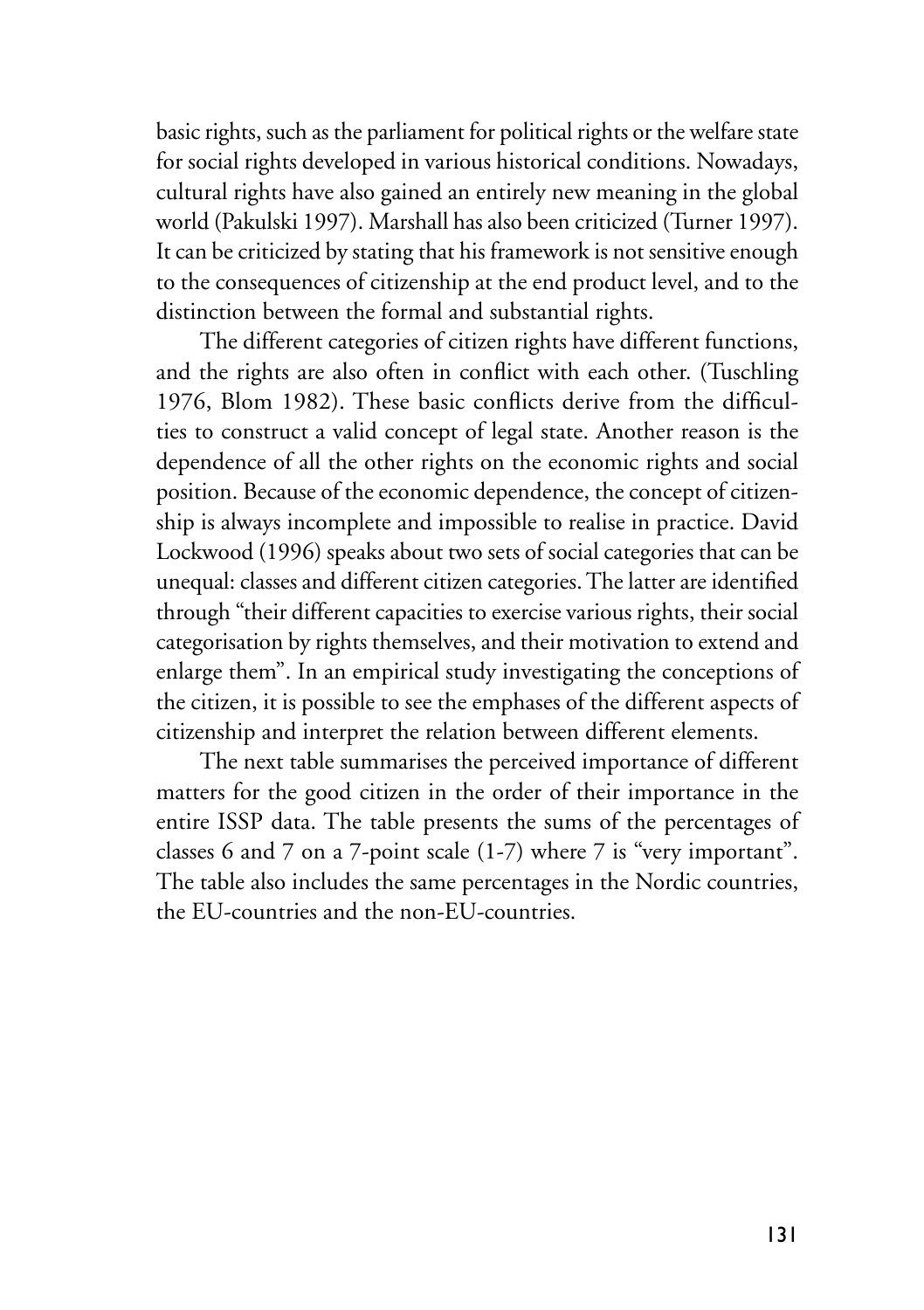basic rights, such as the parliament for political rights or the welfare state for social rights developed in various historical conditions. Nowadays, cultural rights have also gained an entirely new meaning in the global world (Pakulski 1997). Marshall has also been criticized (Turner 1997). It can be criticized by stating that his framework is not sensitive enough to the consequences of citizenship at the end product level, and to the distinction between the formal and substantial rights.

The different categories of citizen rights have different functions, and the rights are also often in conflict with each other. (Tuschling 1976, Blom 1982). These basic conflicts derive from the difficulties to construct a valid concept of legal state. Another reason is the dependence of all the other rights on the economic rights and social position. Because of the economic dependence, the concept of citizenship is always incomplete and impossible to realise in practice. David Lockwood (1996) speaks about two sets of social categories that can be unequal: classes and different citizen categories. The latter are identified through "their different capacities to exercise various rights, their social categorisation by rights themselves, and their motivation to extend and enlarge them". In an empirical study investigating the conceptions of the citizen, it is possible to see the emphases of the different aspects of citizenship and interpret the relation between different elements.

The next table summarises the perceived importance of different matters for the good citizen in the order of their importance in the entire ISSP data. The table presents the sums of the percentages of classes 6 and 7 on a 7-point scale (1-7) where 7 is "very important". The table also includes the same percentages in the Nordic countries, the EU-countries and the non-EU-countries.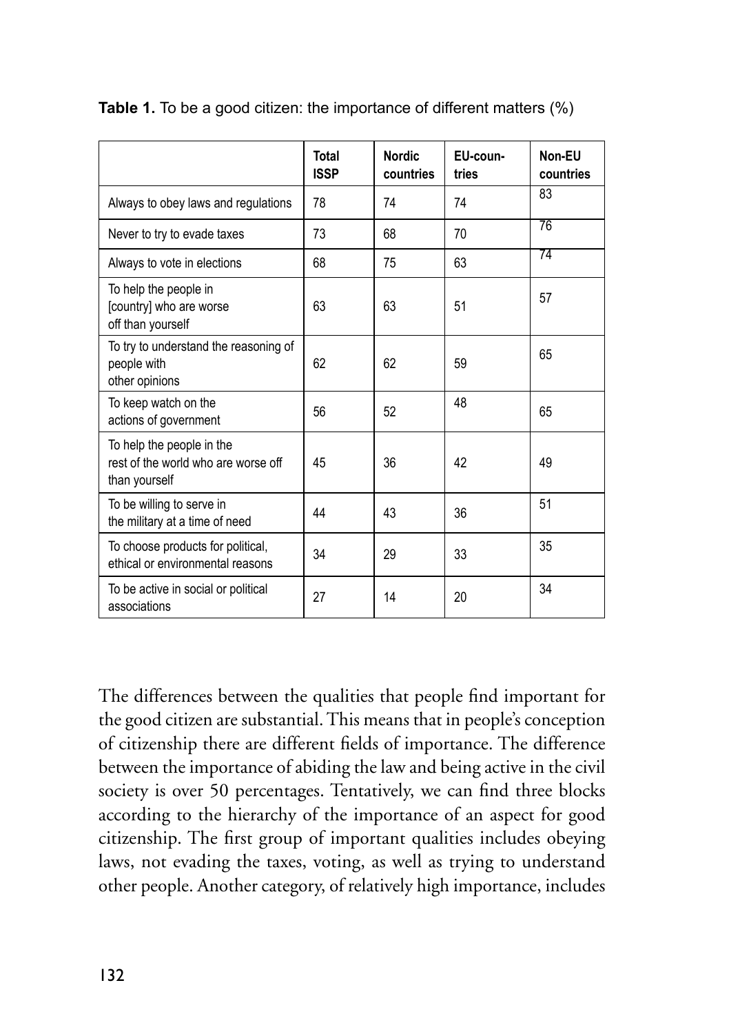**Table 1.** To be a good citizen: the importance of different matters (%)

| | Total ISSP | Nordic countries | EU-coun-tries | Non-EU countries |
|---|---|---|---|---|
| Always to obey laws and regulations | 78 | 74 | 74 | 83 |
| Never to try to evade taxes | 73 | 68 | 70 | 76 |
| Always to vote in elections | 68 | 75 | 63 | 74 |
| To help the people in [country] who are worse off than yourself | 63 | 63 | 51 | 57 |
| To try to understand the reasoning of people with other opinions | 62 | 62 | 59 | 65 |
| To keep watch on the actions of government | 56 | 52 | 48 | 65 |
| To help the people in the rest of the world who are worse off than yourself | 45 | 36 | 42 | 49 |
| To be willing to serve in the military at a time of need | 44 | 43 | 36 | 51 |
| To choose products for political, ethical or environmental reasons | 34 | 29 | 33 | 35 |
| To be active in social or political associations | 27 | 14 | 20 | 34 |

The differences between the qualities that people find important for the good citizen are substantial. This means that in people's conception of citizenship there are different fields of importance. The difference between the importance of abiding the law and being active in the civil society is over 50 percentages. Tentatively, we can find three blocks according to the hierarchy of the importance of an aspect for good citizenship. The first group of important qualities includes obeying laws, not evading the taxes, voting, as well as trying to understand other people. Another category, of relatively high importance, includes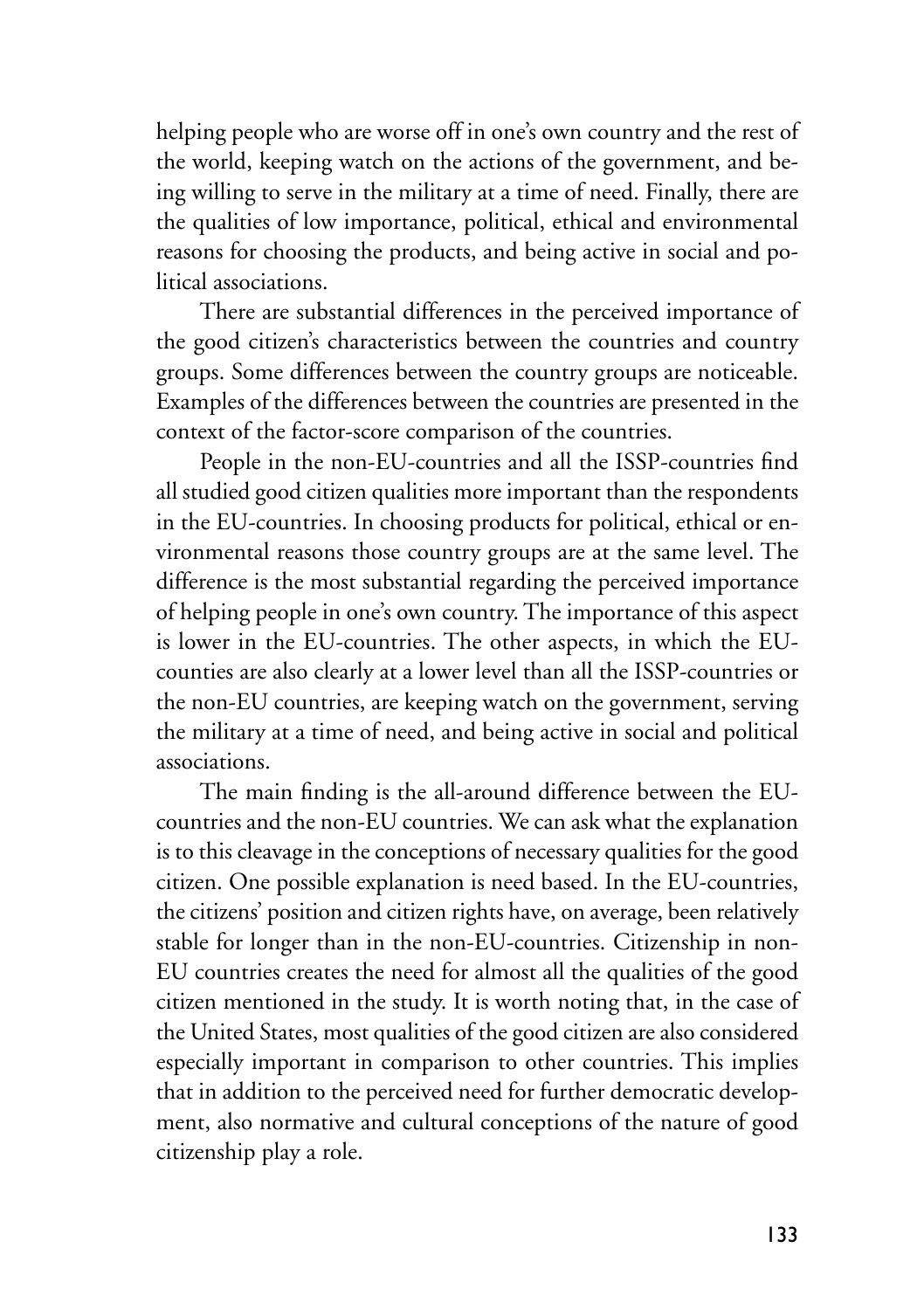helping people who are worse off in one's own country and the rest of the world, keeping watch on the actions of the government, and being willing to serve in the military at a time of need. Finally, there are the qualities of low importance, political, ethical and environmental reasons for choosing the products, and being active in social and political associations.

There are substantial differences in the perceived importance of the good citizen's characteristics between the countries and country groups. Some differences between the country groups are noticeable. Examples of the differences between the countries are presented in the context of the factor-score comparison of the countries.

People in the non-EU-countries and all the ISSP-countries find all studied good citizen qualities more important than the respondents in the EU-countries. In choosing products for political, ethical or environmental reasons those country groups are at the same level. The difference is the most substantial regarding the perceived importance of helping people in one's own country. The importance of this aspect is lower in the EU-countries. The other aspects, in which the EU-counties are also clearly at a lower level than all the ISSP-countries or the non-EU countries, are keeping watch on the government, serving the military at a time of need, and being active in social and political associations.

The main finding is the all-around difference between the EU-countries and the non-EU countries. We can ask what the explanation is to this cleavage in the conceptions of necessary qualities for the good citizen. One possible explanation is need based. In the EU-countries, the citizens' position and citizen rights have, on average, been relatively stable for longer than in the non-EU-countries. Citizenship in non-EU countries creates the need for almost all the qualities of the good citizen mentioned in the study. It is worth noting that, in the case of the United States, most qualities of the good citizen are also considered especially important in comparison to other countries. This implies that in addition to the perceived need for further democratic development, also normative and cultural conceptions of the nature of good citizenship play a role.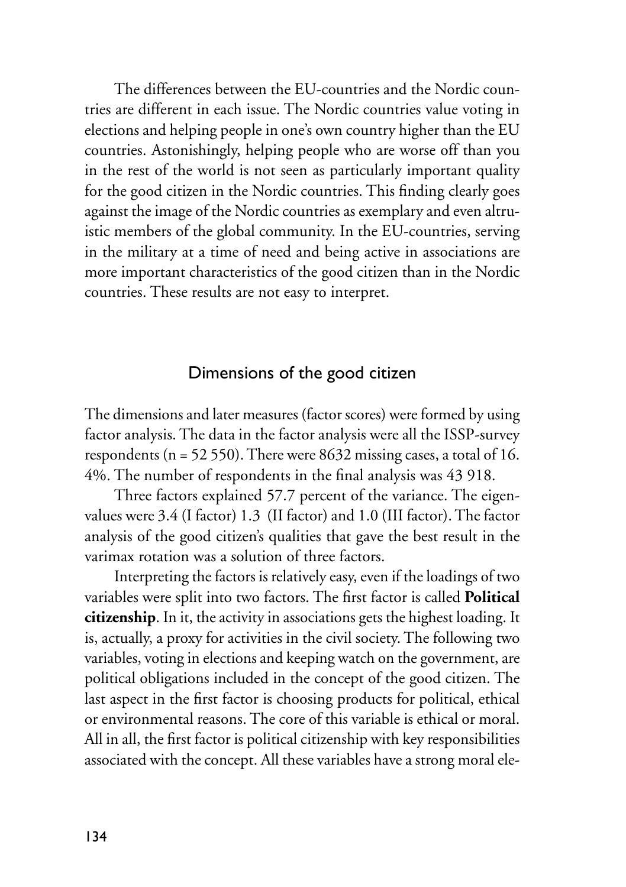The differences between the EU-countries and the Nordic countries are different in each issue. The Nordic countries value voting in elections and helping people in one's own country higher than the EU countries. Astonishingly, helping people who are worse off than you in the rest of the world is not seen as particularly important quality for the good citizen in the Nordic countries. This finding clearly goes against the image of the Nordic countries as exemplary and even altruistic members of the global community. In the EU-countries, serving in the military at a time of need and being active in associations are more important characteristics of the good citizen than in the Nordic countries. These results are not easy to interpret.

## Dimensions of the good citizen

The dimensions and later measures (factor scores) were formed by using factor analysis. The data in the factor analysis were all the ISSP-survey respondents (n = 52 550). There were 8632 missing cases, a total of 16. 4%. The number of respondents in the final analysis was 43 918.

Three factors explained 57.7 percent of the variance. The eigenvalues were 3.4 (I factor) 1.3 (II factor) and 1.0 (III factor). The factor analysis of the good citizen's qualities that gave the best result in the varimax rotation was a solution of three factors.

Interpreting the factors is relatively easy, even if the loadings of two variables were split into two factors. The first factor is called **Political citizenship**. In it, the activity in associations gets the highest loading. It is, actually, a proxy for activities in the civil society. The following two variables, voting in elections and keeping watch on the government, are political obligations included in the concept of the good citizen. The last aspect in the first factor is choosing products for political, ethical or environmental reasons. The core of this variable is ethical or moral. All in all, the first factor is political citizenship with key responsibilities associated with the concept. All these variables have a strong moral ele-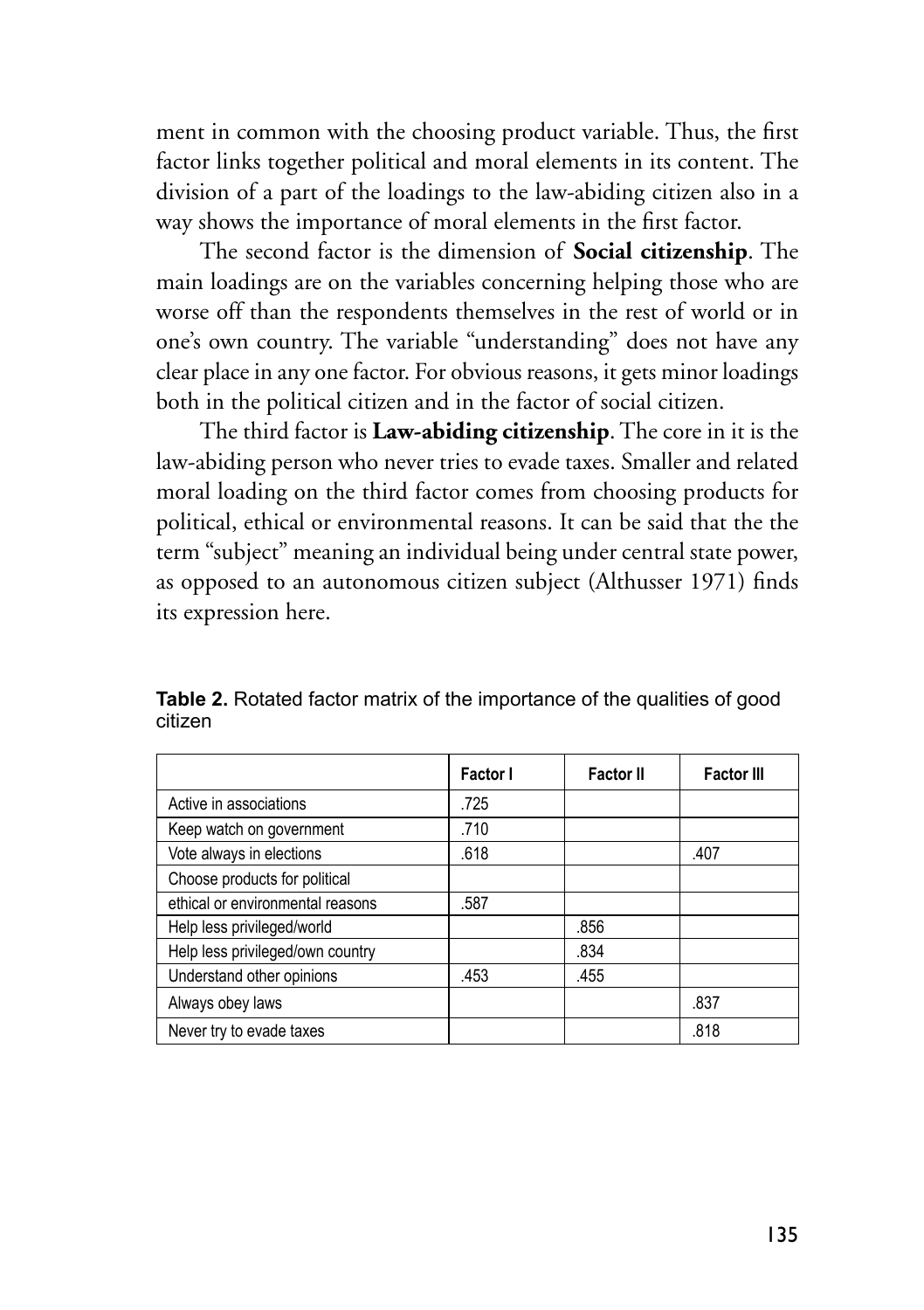ment in common with the choosing product variable. Thus, the first factor links together political and moral elements in its content. The division of a part of the loadings to the law-abiding citizen also in a way shows the importance of moral elements in the first factor.

The second factor is the dimension of **Social citizenship**. The main loadings are on the variables concerning helping those who are worse off than the respondents themselves in the rest of world or in one's own country. The variable "understanding" does not have any clear place in any one factor. For obvious reasons, it gets minor loadings both in the political citizen and in the factor of social citizen.

The third factor is **Law-abiding citizenship**. The core in it is the law-abiding person who never tries to evade taxes. Smaller and related moral loading on the third factor comes from choosing products for political, ethical or environmental reasons. It can be said that the the term "subject" meaning an individual being under central state power, as opposed to an autonomous citizen subject (Althusser 1971) finds its expression here.

**Table 2.** Rotated factor matrix of the importance of the qualities of good citizen

| | Factor I | Factor II | Factor III |
|---|---|---|---|
| Active in associations | .725 | | |
| Keep watch on government | .710 | | |
| Vote always in elections | .618 | | .407 |
| Choose products for political ethical or environmental reasons | .587 | | |
| Help less privileged/world | | .856 | |
| Help less privileged/own country | | .834 | |
| Understand other opinions | .453 | .455 | |
| Always obey laws | | | .837 |
| Never try to evade taxes | | | .818 |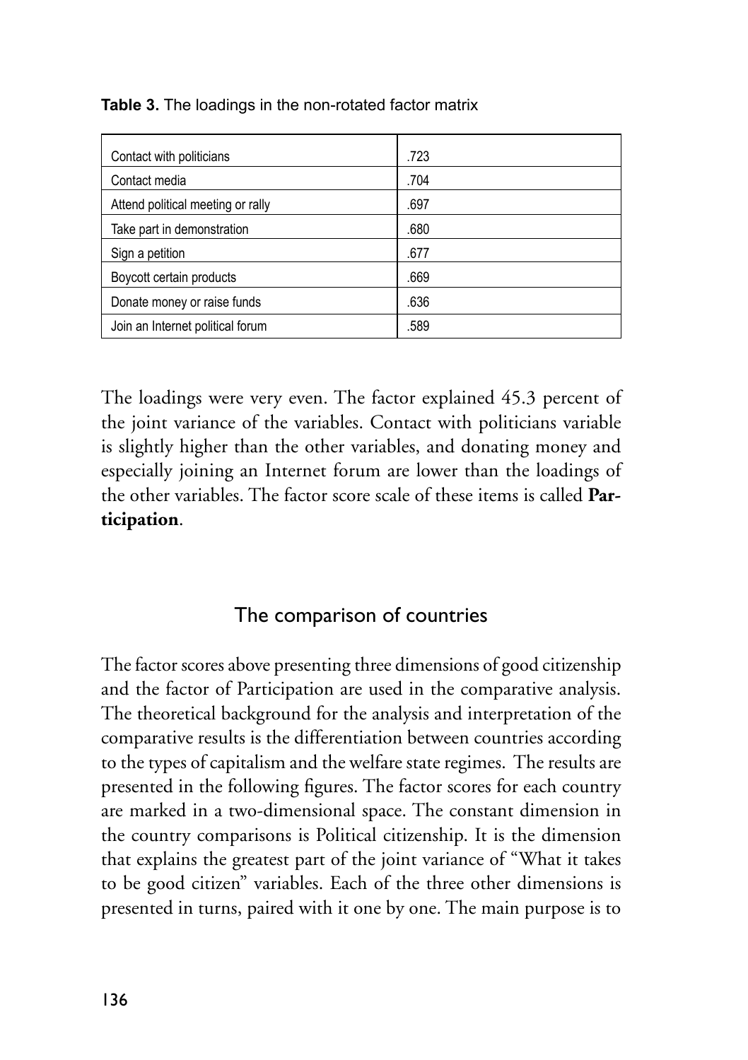**Table 3.** The loadings in the non-rotated factor matrix

| | |
|---|---|
| Contact with politicians | .723 |
| Contact media | .704 |
| Attend political meeting or rally | .697 |
| Take part in demonstration | .680 |
| Sign a petition | .677 |
| Boycott certain products | .669 |
| Donate money or raise funds | .636 |
| Join an Internet political forum | .589 |

The loadings were very even. The factor explained 45.3 percent of the joint variance of the variables. Contact with politicians variable is slightly higher than the other variables, and donating money and especially joining an Internet forum are lower than the loadings of the other variables. The factor score scale of these items is called **Participation**.

## The comparison of countries

The factor scores above presenting three dimensions of good citizenship and the factor of Participation are used in the comparative analysis. The theoretical background for the analysis and interpretation of the comparative results is the differentiation between countries according to the types of capitalism and the welfare state regimes. The results are presented in the following figures. The factor scores for each country are marked in a two-dimensional space. The constant dimension in the country comparisons is Political citizenship. It is the dimension that explains the greatest part of the joint variance of "What it takes to be good citizen" variables. Each of the three other dimensions is presented in turns, paired with it one by one. The main purpose is to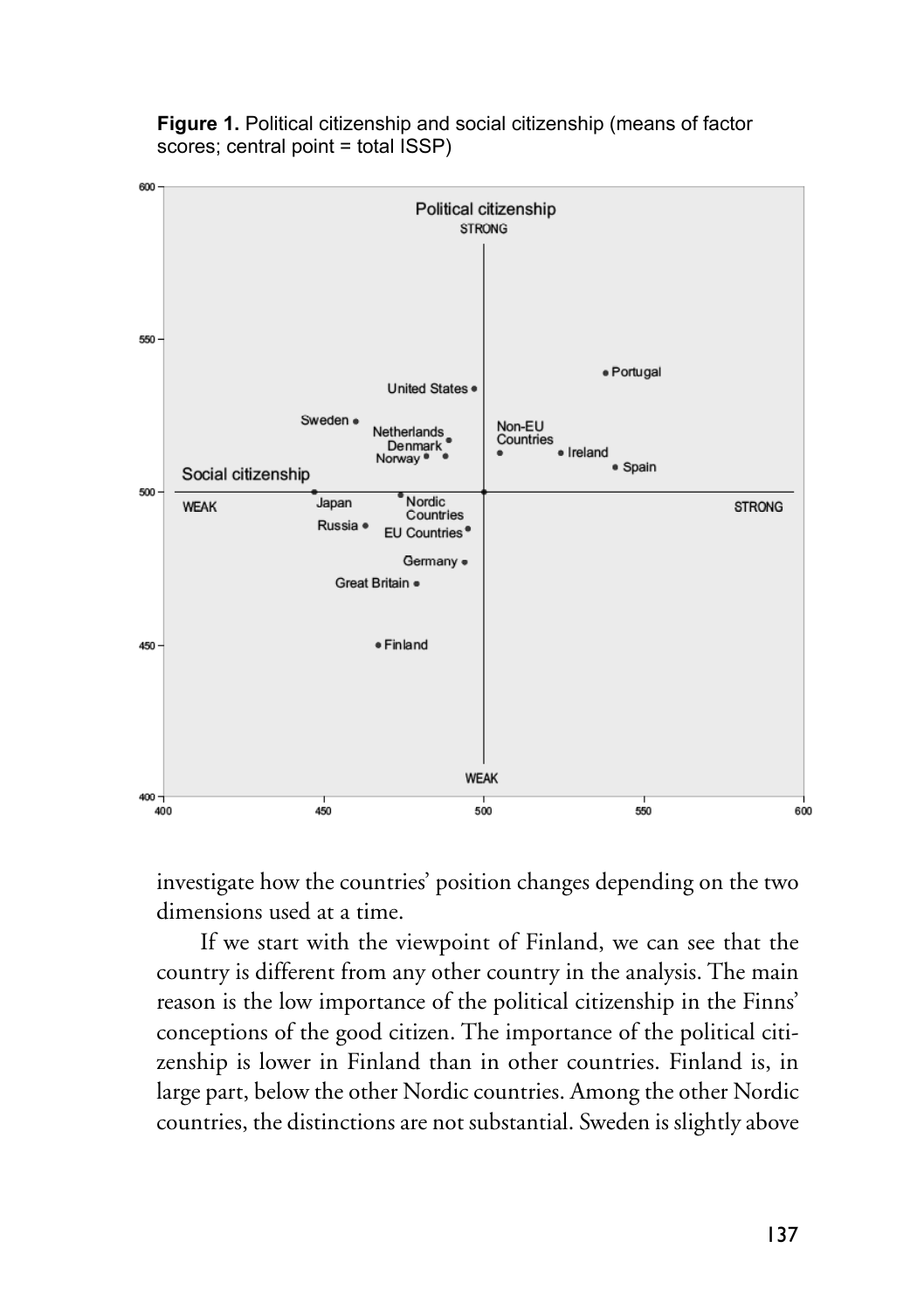**Figure 1.** Political citizenship and social citizenship (means of factor scores; central point = total ISSP)

investigate how the countries' position changes depending on the two dimensions used at a time.

If we start with the viewpoint of Finland, we can see that the country is different from any other country in the analysis. The main reason is the low importance of the political citizenship in the Finns' conceptions of the good citizen. The importance of the political citizenship is lower in Finland than in other countries. Finland is, in large part, below the other Nordic countries. Among the other Nordic countries, the distinctions are not substantial. Sweden is slightly above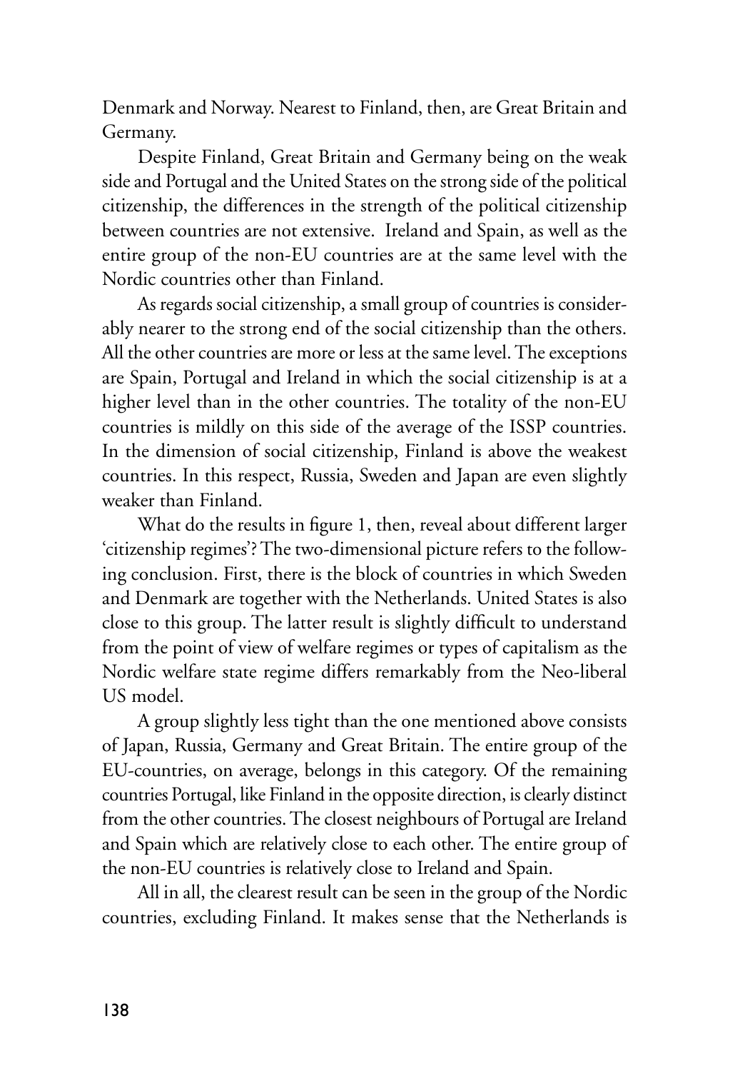Denmark and Norway. Nearest to Finland, then, are Great Britain and Germany.

Despite Finland, Great Britain and Germany being on the weak side and Portugal and the United States on the strong side of the political citizenship, the differences in the strength of the political citizenship between countries are not extensive. Ireland and Spain, as well as the entire group of the non-EU countries are at the same level with the Nordic countries other than Finland.

As regards social citizenship, a small group of countries is considerably nearer to the strong end of the social citizenship than the others. All the other countries are more or less at the same level. The exceptions are Spain, Portugal and Ireland in which the social citizenship is at a higher level than in the other countries. The totality of the non-EU countries is mildly on this side of the average of the ISSP countries. In the dimension of social citizenship, Finland is above the weakest countries. In this respect, Russia, Sweden and Japan are even slightly weaker than Finland.

What do the results in figure 1, then, reveal about different larger 'citizenship regimes'? The two-dimensional picture refers to the following conclusion. First, there is the block of countries in which Sweden and Denmark are together with the Netherlands. United States is also close to this group. The latter result is slightly difficult to understand from the point of view of welfare regimes or types of capitalism as the Nordic welfare state regime differs remarkably from the Neo-liberal US model.

A group slightly less tight than the one mentioned above consists of Japan, Russia, Germany and Great Britain. The entire group of the EU-countries, on average, belongs in this category. Of the remaining countries Portugal, like Finland in the opposite direction, is clearly distinct from the other countries. The closest neighbours of Portugal are Ireland and Spain which are relatively close to each other. The entire group of the non-EU countries is relatively close to Ireland and Spain.

All in all, the clearest result can be seen in the group of the Nordic countries, excluding Finland. It makes sense that the Netherlands is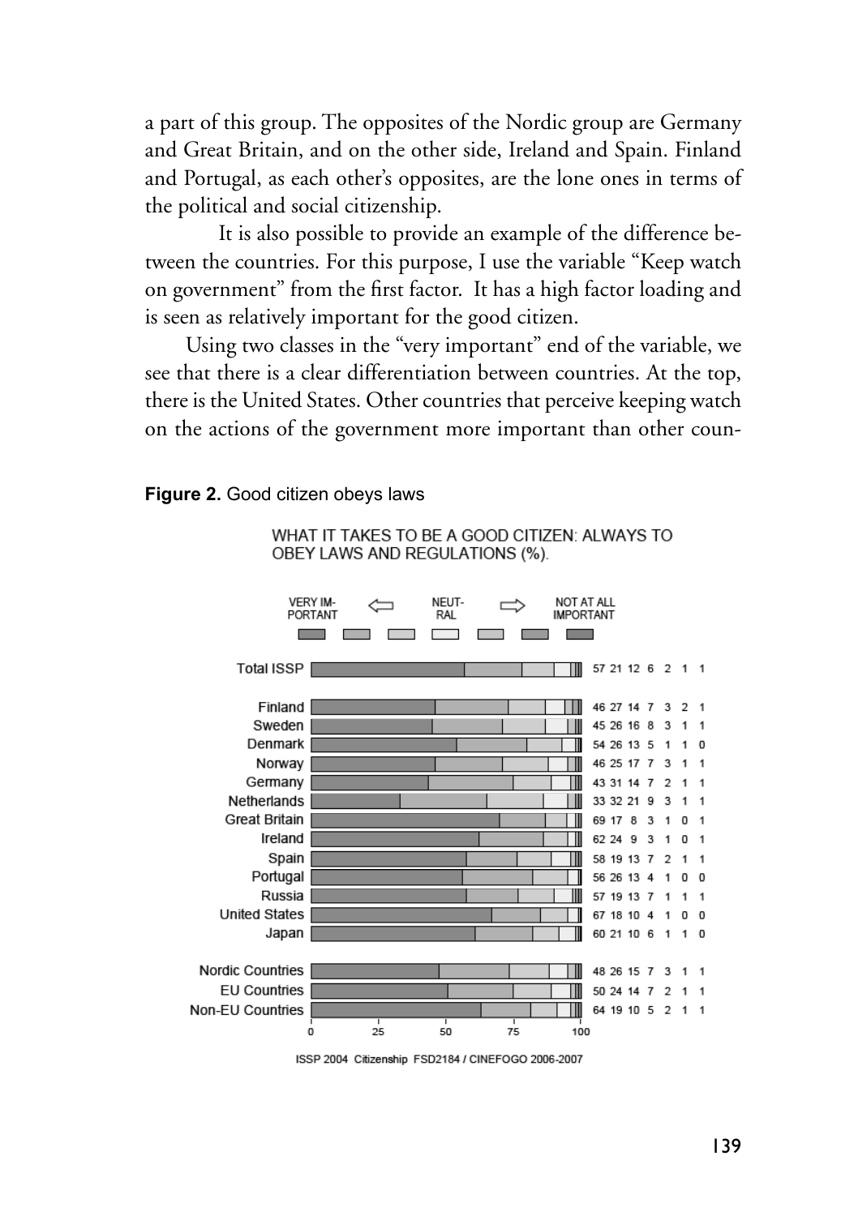a part of this group. The opposites of the Nordic group are Germany and Great Britain, and on the other side, Ireland and Spain. Finland and Portugal, as each other's opposites, are the lone ones in terms of the political and social citizenship.

It is also possible to provide an example of the difference between the countries. For this purpose, I use the variable "Keep watch on government" from the first factor. It has a high factor loading and is seen as relatively important for the good citizen.

Using two classes in the "very important" end of the variable, we see that there is a clear differentiation between countries. At the top, there is the United States. Other countries that perceive keeping watch on the actions of the government more important than other coun-

**Figure 2.** Good citizen obeys laws

WHAT IT TAKES TO BE A GOOD CITIZEN: ALWAYS TO OBEY LAWS AND REGULATIONS (%).

| | VERY IMPORTANT | | | NEUTRAL | | | NOT AT ALL IMPORTANT |
|---|---|---|---|---|---|---|---|
| Total ISSP | 57 | 21 | 12 | 6 | 2 | 1 | 1 |
| Finland | 46 | 27 | 14 | 7 | 3 | 2 | 1 |
| Sweden | 45 | 26 | 16 | 8 | 3 | 1 | 1 |
| Denmark | 54 | 26 | 13 | 5 | 1 | 1 | 0 |
| Norway | 46 | 25 | 17 | 7 | 3 | 1 | 1 |
| Germany | 43 | 31 | 14 | 7 | 2 | 1 | 1 |
| Netherlands | 33 | 32 | 21 | 9 | 3 | 1 | 1 |
| Great Britain | 69 | 17 | 8 | 3 | 1 | 0 | 1 |
| Ireland | 62 | 24 | 9 | 3 | 1 | 0 | 1 |
| Spain | 58 | 19 | 13 | 7 | 2 | 1 | 1 |
| Portugal | 56 | 26 | 13 | 4 | 1 | 0 | 0 |
| Russia | 57 | 19 | 13 | 7 | 1 | 1 | 1 |
| United States | 67 | 18 | 10 | 4 | 1 | 0 | 0 |
| Japan | 60 | 21 | 10 | 6 | 1 | 1 | 0 |
| Nordic Countries | 48 | 26 | 15 | 7 | 3 | 1 | 1 |
| EU Countries | 50 | 24 | 14 | 7 | 2 | 1 | 1 |
| Non-EU Countries | 64 | 19 | 10 | 5 | 2 | 1 | 1 |

ISSP 2004 Citizenship FSD2184 / CINEFOGO 2006-2007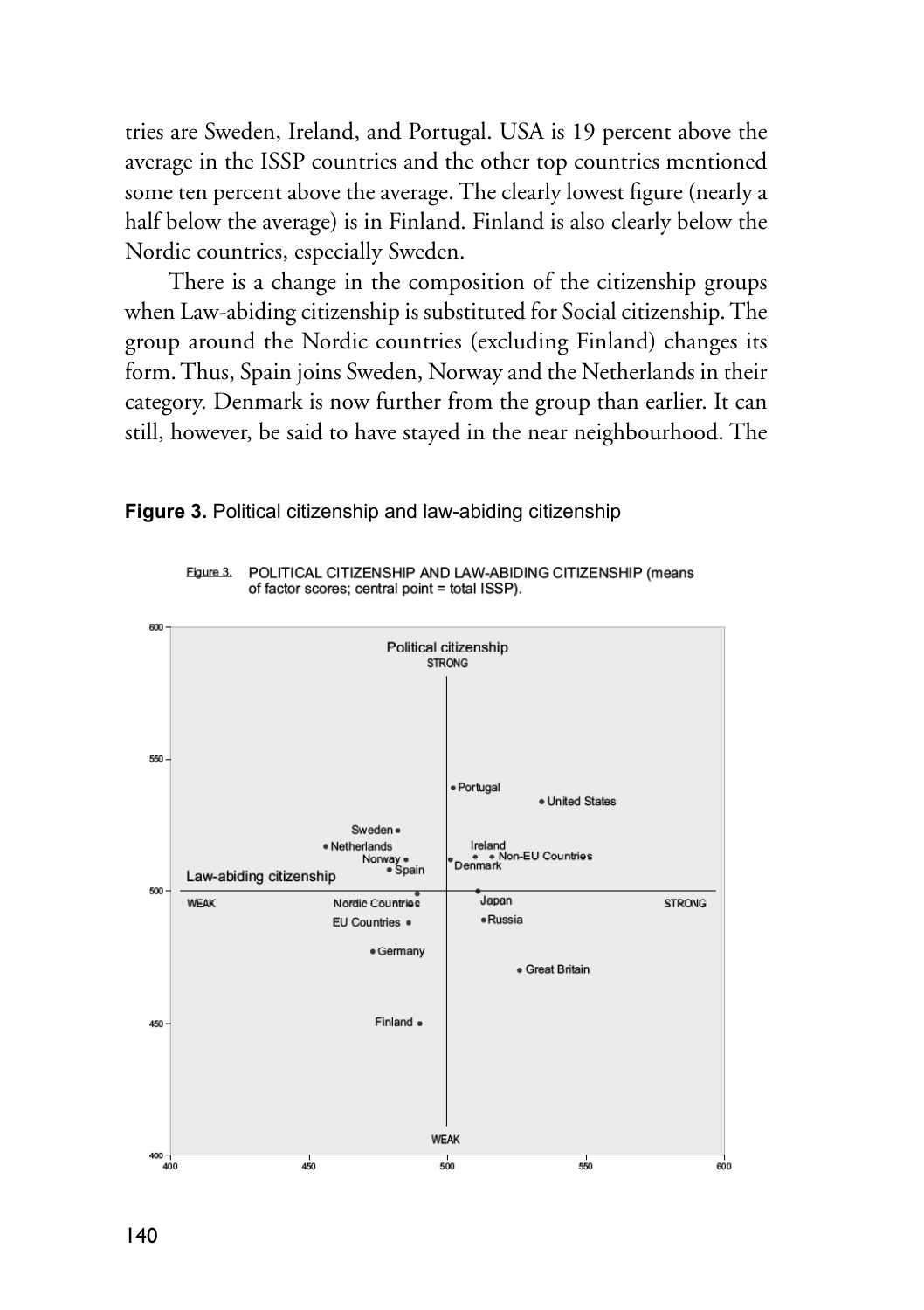tries are Sweden, Ireland, and Portugal. USA is 19 percent above the average in the ISSP countries and the other top countries mentioned some ten percent above the average. The clearly lowest figure (nearly a half below the average) is in Finland. Finland is also clearly below the Nordic countries, especially Sweden.

There is a change in the composition of the citizenship groups when Law-abiding citizenship is substituted for Social citizenship. The group around the Nordic countries (excluding Finland) changes its form. Thus, Spain joins Sweden, Norway and the Netherlands in their category. Denmark is now further from the group than earlier. It can still, however, be said to have stayed in the near neighbourhood. The

**Figure 3.** Political citizenship and law-abiding citizenship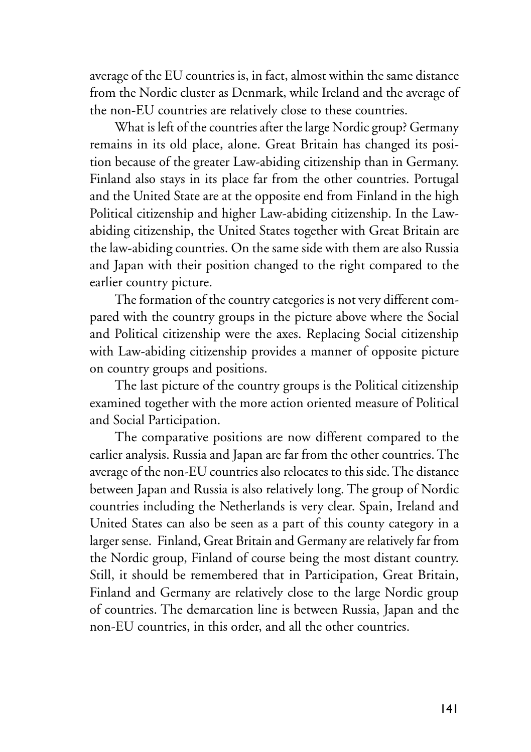average of the EU countries is, in fact, almost within the same distance from the Nordic cluster as Denmark, while Ireland and the average of the non-EU countries are relatively close to these countries.

What is left of the countries after the large Nordic group? Germany remains in its old place, alone. Great Britain has changed its position because of the greater Law-abiding citizenship than in Germany. Finland also stays in its place far from the other countries. Portugal and the United State are at the opposite end from Finland in the high Political citizenship and higher Law-abiding citizenship. In the Law-abiding citizenship, the United States together with Great Britain are the law-abiding countries. On the same side with them are also Russia and Japan with their position changed to the right compared to the earlier country picture.

The formation of the country categories is not very different compared with the country groups in the picture above where the Social and Political citizenship were the axes. Replacing Social citizenship with Law-abiding citizenship provides a manner of opposite picture on country groups and positions.

The last picture of the country groups is the Political citizenship examined together with the more action oriented measure of Political and Social Participation.

The comparative positions are now different compared to the earlier analysis. Russia and Japan are far from the other countries. The average of the non-EU countries also relocates to this side. The distance between Japan and Russia is also relatively long. The group of Nordic countries including the Netherlands is very clear. Spain, Ireland and United States can also be seen as a part of this county category in a larger sense. Finland, Great Britain and Germany are relatively far from the Nordic group, Finland of course being the most distant country. Still, it should be remembered that in Participation, Great Britain, Finland and Germany are relatively close to the large Nordic group of countries. The demarcation line is between Russia, Japan and the non-EU countries, in this order, and all the other countries.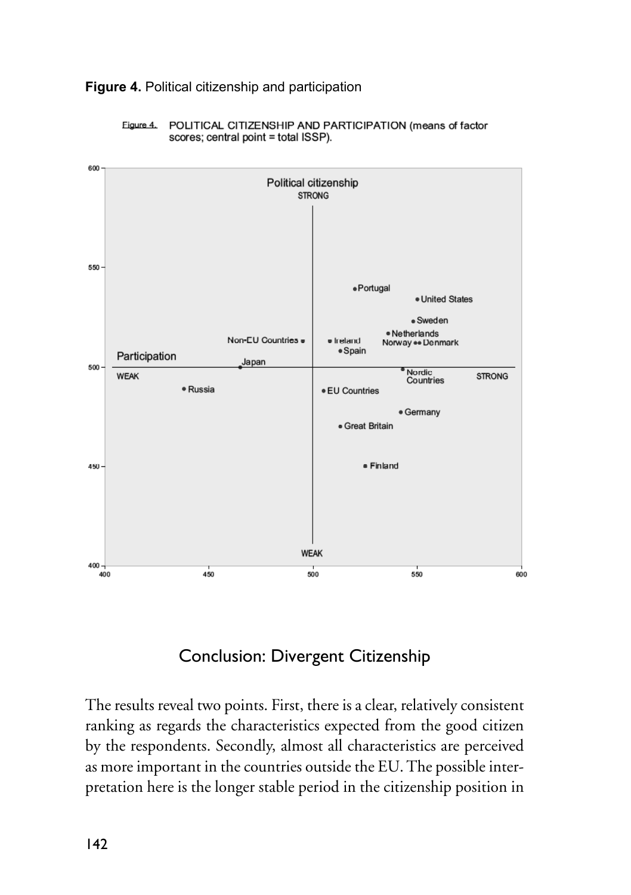**Figure 4.** Political citizenship and participation

Figure 4. POLITICAL CITIZENSHIP AND PARTICIPATION (means of factor scores; central point = total ISSP).

## Conclusion: Divergent Citizenship

The results reveal two points. First, there is a clear, relatively consistent ranking as regards the characteristics expected from the good citizen by the respondents. Secondly, almost all characteristics are perceived as more important in the countries outside the EU. The possible interpretation here is the longer stable period in the citizenship position in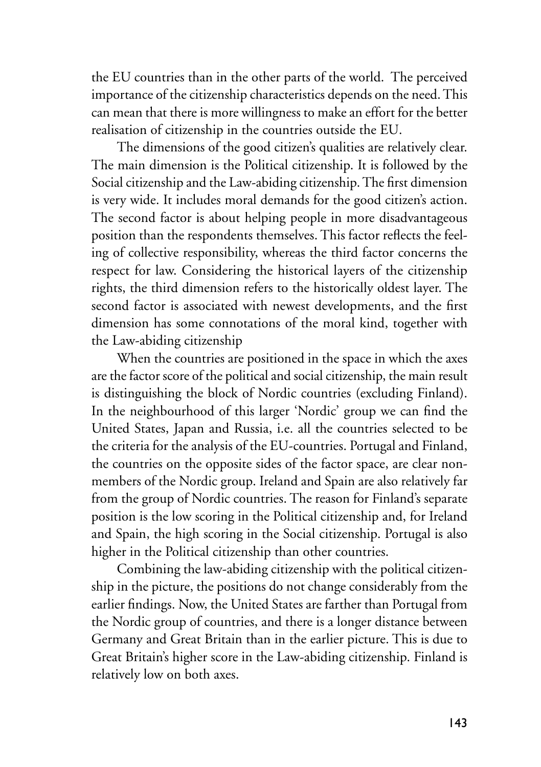the EU countries than in the other parts of the world. The perceived importance of the citizenship characteristics depends on the need. This can mean that there is more willingness to make an effort for the better realisation of citizenship in the countries outside the EU.

The dimensions of the good citizen's qualities are relatively clear. The main dimension is the Political citizenship. It is followed by the Social citizenship and the Law-abiding citizenship. The first dimension is very wide. It includes moral demands for the good citizen's action. The second factor is about helping people in more disadvantageous position than the respondents themselves. This factor reflects the feeling of collective responsibility, whereas the third factor concerns the respect for law. Considering the historical layers of the citizenship rights, the third dimension refers to the historically oldest layer. The second factor is associated with newest developments, and the first dimension has some connotations of the moral kind, together with the Law-abiding citizenship

When the countries are positioned in the space in which the axes are the factor score of the political and social citizenship, the main result is distinguishing the block of Nordic countries (excluding Finland). In the neighbourhood of this larger 'Nordic' group we can find the United States, Japan and Russia, i.e. all the countries selected to be the criteria for the analysis of the EU-countries. Portugal and Finland, the countries on the opposite sides of the factor space, are clear non-members of the Nordic group. Ireland and Spain are also relatively far from the group of Nordic countries. The reason for Finland's separate position is the low scoring in the Political citizenship and, for Ireland and Spain, the high scoring in the Social citizenship. Portugal is also higher in the Political citizenship than other countries.

Combining the law-abiding citizenship with the political citizenship in the picture, the positions do not change considerably from the earlier findings. Now, the United States are farther than Portugal from the Nordic group of countries, and there is a longer distance between Germany and Great Britain than in the earlier picture. This is due to Great Britain's higher score in the Law-abiding citizenship. Finland is relatively low on both axes.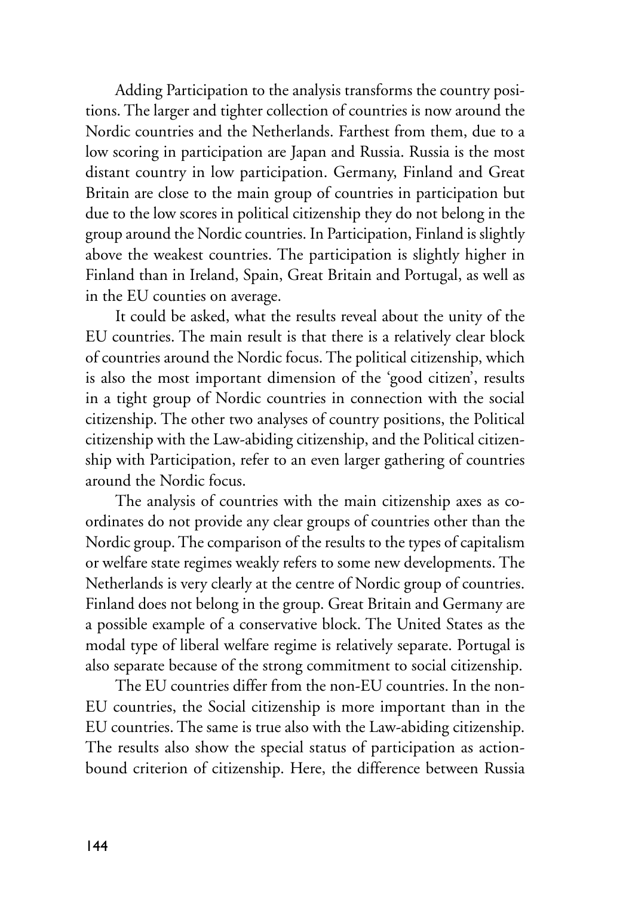Adding Participation to the analysis transforms the country positions. The larger and tighter collection of countries is now around the Nordic countries and the Netherlands. Farthest from them, due to a low scoring in participation are Japan and Russia. Russia is the most distant country in low participation. Germany, Finland and Great Britain are close to the main group of countries in participation but due to the low scores in political citizenship they do not belong in the group around the Nordic countries. In Participation, Finland is slightly above the weakest countries. The participation is slightly higher in Finland than in Ireland, Spain, Great Britain and Portugal, as well as in the EU counties on average.

It could be asked, what the results reveal about the unity of the EU countries. The main result is that there is a relatively clear block of countries around the Nordic focus. The political citizenship, which is also the most important dimension of the 'good citizen', results in a tight group of Nordic countries in connection with the social citizenship. The other two analyses of country positions, the Political citizenship with the Law-abiding citizenship, and the Political citizenship with Participation, refer to an even larger gathering of countries around the Nordic focus.

The analysis of countries with the main citizenship axes as coordinates do not provide any clear groups of countries other than the Nordic group. The comparison of the results to the types of capitalism or welfare state regimes weakly refers to some new developments. The Netherlands is very clearly at the centre of Nordic group of countries. Finland does not belong in the group. Great Britain and Germany are a possible example of a conservative block. The United States as the modal type of liberal welfare regime is relatively separate. Portugal is also separate because of the strong commitment to social citizenship.

The EU countries differ from the non-EU countries. In the non-EU countries, the Social citizenship is more important than in the EU countries. The same is true also with the Law-abiding citizenship. The results also show the special status of participation as action-bound criterion of citizenship. Here, the difference between Russia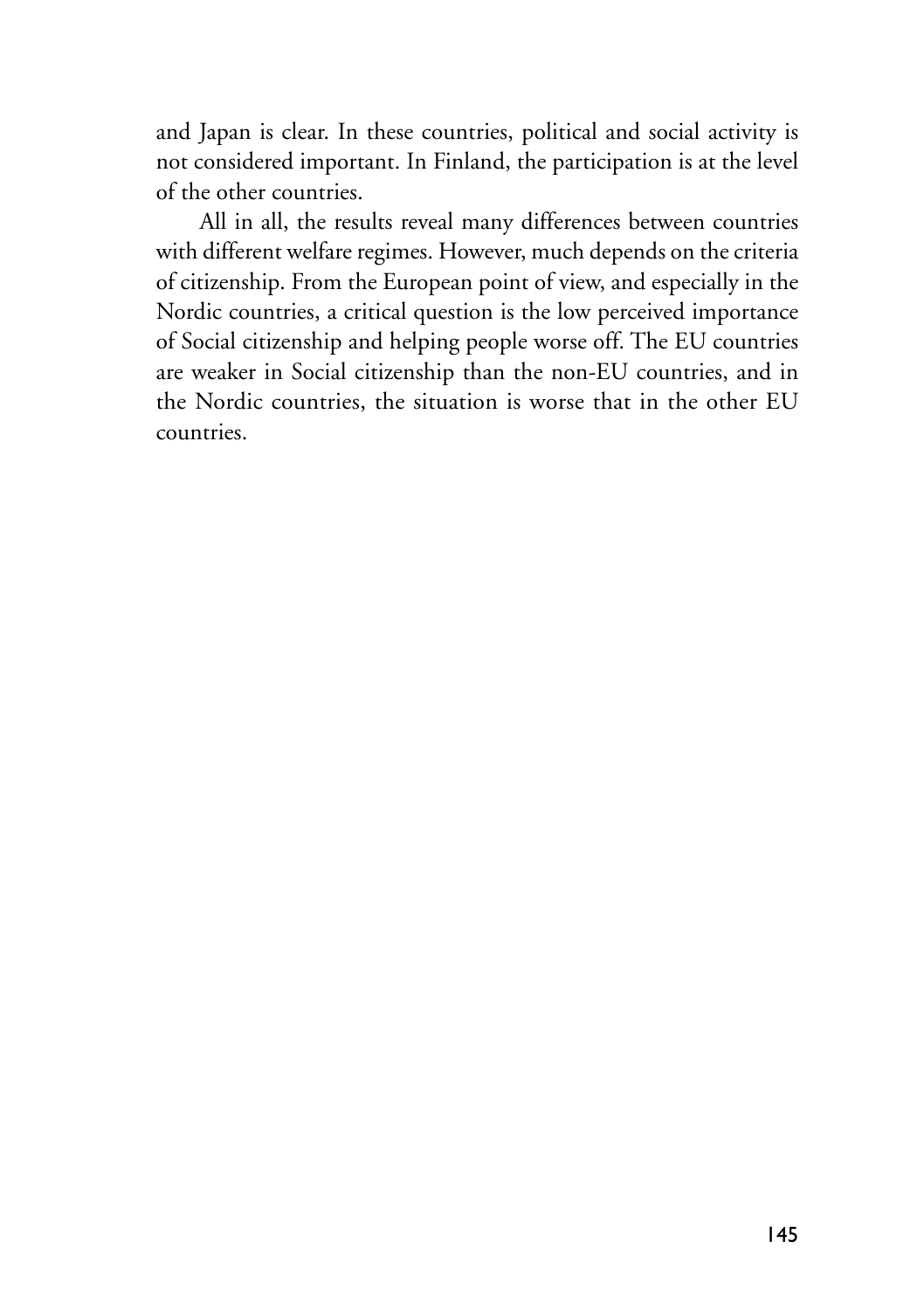and Japan is clear. In these countries, political and social activity is not considered important. In Finland, the participation is at the level of the other countries.

All in all, the results reveal many differences between countries with different welfare regimes. However, much depends on the criteria of citizenship. From the European point of view, and especially in the Nordic countries, a critical question is the low perceived importance of Social citizenship and helping people worse off. The EU countries are weaker in Social citizenship than the non-EU countries, and in the Nordic countries, the situation is worse that in the other EU countries.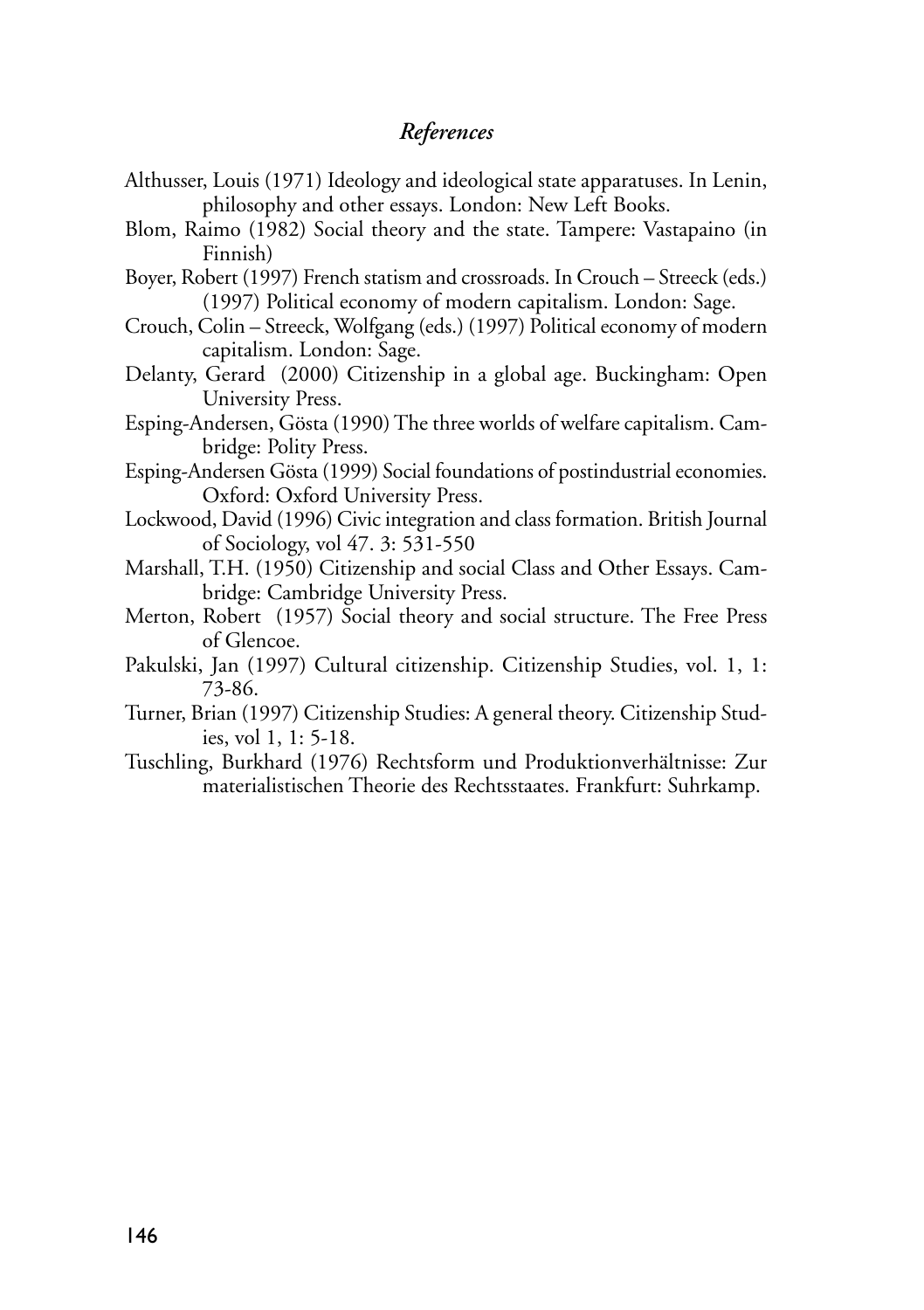### *References*

Althusser, Louis (1971) Ideology and ideological state apparatuses. In Lenin, philosophy and other essays. London: New Left Books.

Blom, Raimo (1982) Social theory and the state. Tampere: Vastapaino (in Finnish)

Boyer, Robert (1997) French statism and crossroads. In Crouch – Streeck (eds.) (1997) Political economy of modern capitalism. London: Sage.

Crouch, Colin – Streeck, Wolfgang (eds.) (1997) Political economy of modern capitalism. London: Sage.

Delanty, Gerard (2000) Citizenship in a global age. Buckingham: Open University Press.

Esping-Andersen, Gösta (1990) The three worlds of welfare capitalism. Cambridge: Polity Press.

Esping-Andersen Gösta (1999) Social foundations of postindustrial economies. Oxford: Oxford University Press.

Lockwood, David (1996) Civic integration and class formation. British Journal of Sociology, vol 47. 3: 531-550

Marshall, T.H. (1950) Citizenship and social Class and Other Essays. Cambridge: Cambridge University Press.

Merton, Robert (1957) Social theory and social structure. The Free Press of Glencoe.

Pakulski, Jan (1997) Cultural citizenship. Citizenship Studies, vol. 1, 1: 73-86.

Turner, Brian (1997) Citizenship Studies: A general theory. Citizenship Studies, vol 1, 1: 5-18.

Tuschling, Burkhard (1976) Rechtsform und Produktionverhältnisse: Zur materialistischen Theorie des Rechtsstaates. Frankfurt: Suhrkamp.